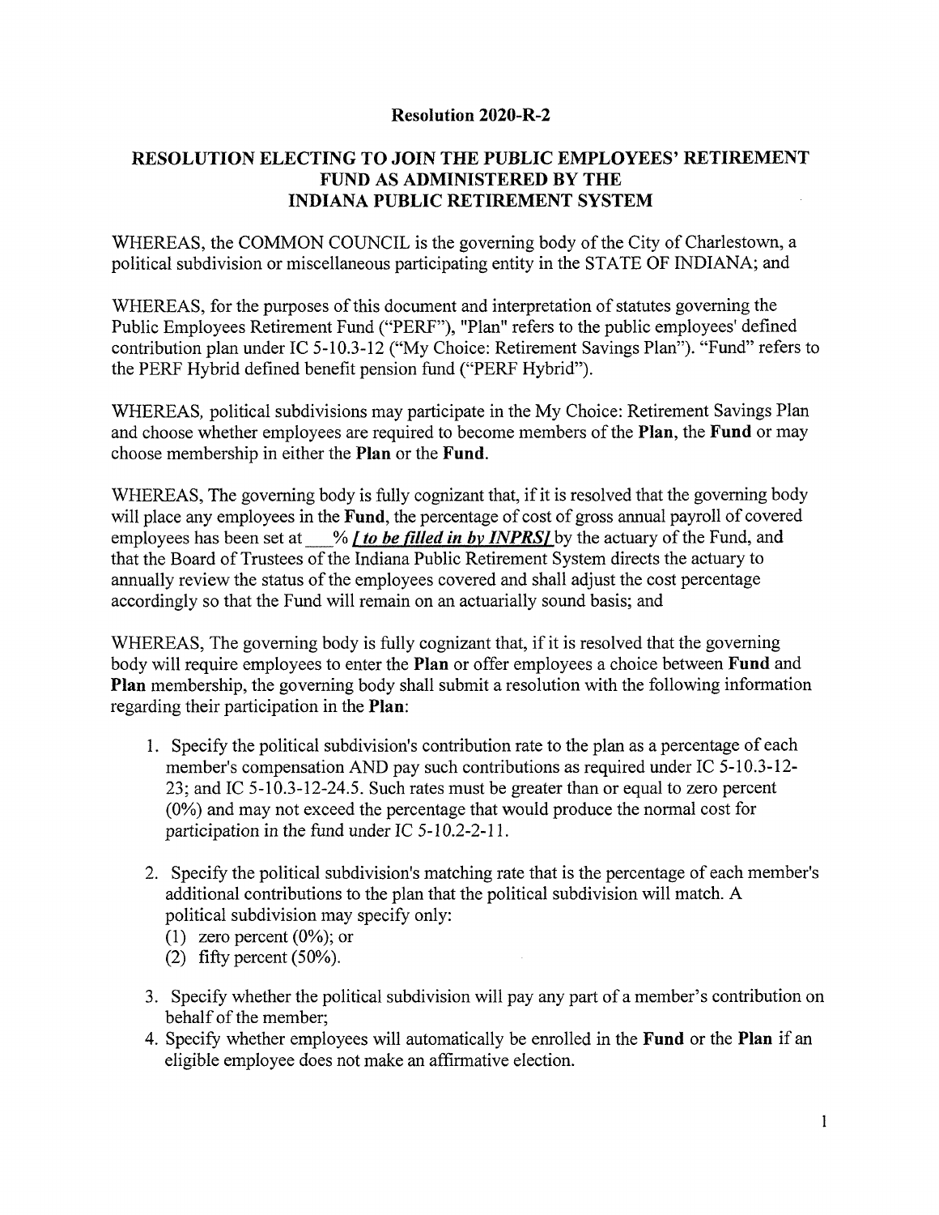**Resolution 2020-R-2**

**RESOLUTION ELECTING TO JOIN THE PUBLIC EMPLOYEES' RETIREMENT FUND AS ADMINISTERED BY THE INDIANA PUBLIC RETIREMENT SYSTEM**

WHEREAS, the COMMON COUNCIL is the governing body of the City of Charlestown, a political subdivision or miscellaneous participating entity in the STATE OF INDIANA; and

WHEREAS, for the purposes of this document and interpretation of statutes governing the Public Employees Retirement Fund ("PERF"), "Plan" refers to the public employees' defined contribution plan under IC 5-10.3-12 ("My Choice: Retirement Savings Plan"). "Fund" refers to the PERF Hybrid defined benefit pension fund ("PERF Hybrid").

WHEREAS, political subdivisions may participate in the My Choice: Retirement Savings Plan and choose whether employees are required to become members of the **Plan**, the **Fund** or may choose membership in either the **Plan** or the **Fund**.

WHEREAS, The governing body is fully cognizant that, if it is resolved that the governing body will place any employees in the **Fund**, the percentage of cost of gross annual payroll of covered employees has been set at ___% ***[ to be filled in by INPRS]*** by the actuary of the Fund, and that the Board of Trustees of the Indiana Public Retirement System directs the actuary to annually review the status of the employees covered and shall adjust the cost percentage accordingly so that the Fund will remain on an actuarially sound basis; and

WHEREAS, The governing body is fully cognizant that, if it is resolved that the governing body will require employees to enter the **Plan** or offer employees a choice between **Fund** and **Plan** membership, the governing body shall submit a resolution with the following information regarding their participation in the **Plan**:

1. Specify the political subdivision's contribution rate to the plan as a percentage of each member's compensation AND pay such contributions as required under IC 5-10.3-12-23; and IC 5-10.3-12-24.5. Such rates must be greater than or equal to zero percent (0%) and may not exceed the percentage that would produce the normal cost for participation in the fund under IC 5-10.2-2-11.

2. Specify the political subdivision's matching rate that is the percentage of each member's additional contributions to the plan that the political subdivision will match. A political subdivision may specify only:
   (1) zero percent (0%); or
   (2) fifty percent (50%).

3. Specify whether the political subdivision will pay any part of a member's contribution on behalf of the member;

4. Specify whether employees will automatically be enrolled in the **Fund** or the **Plan** if an eligible employee does not make an affirmative election.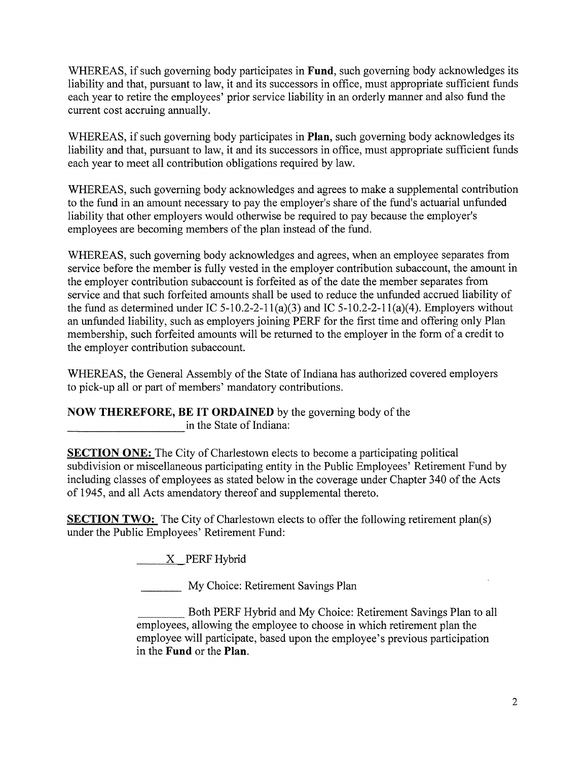WHEREAS, if such governing body participates in **Fund**, such governing body acknowledges its liability and that, pursuant to law, it and its successors in office, must appropriate sufficient funds each year to retire the employees' prior service liability in an orderly manner and also fund the current cost accruing annually.

WHEREAS, if such governing body participates in **Plan**, such governing body acknowledges its liability and that, pursuant to law, it and its successors in office, must appropriate sufficient funds each year to meet all contribution obligations required by law.

WHEREAS, such governing body acknowledges and agrees to make a supplemental contribution to the fund in an amount necessary to pay the employer's share of the fund's actuarial unfunded liability that other employers would otherwise be required to pay because the employer's employees are becoming members of the plan instead of the fund.

WHEREAS, such governing body acknowledges and agrees, when an employee separates from service before the member is fully vested in the employer contribution subaccount, the amount in the employer contribution subaccount is forfeited as of the date the member separates from service and that such forfeited amounts shall be used to reduce the unfunded accrued liability of the fund as determined under IC 5-10.2-2-11(a)(3) and IC 5-10.2-2-11(a)(4). Employers without an unfunded liability, such as employers joining PERF for the first time and offering only Plan membership, such forfeited amounts will be returned to the employer in the form of a credit to the employer contribution subaccount.

WHEREAS, the General Assembly of the State of Indiana has authorized covered employers to pick-up all or part of members' mandatory contributions.

**NOW THEREFORE, BE IT ORDAINED** by the governing body of the ____________________ in the State of Indiana:

**SECTION ONE:** The City of Charlestown elects to become a participating political subdivision or miscellaneous participating entity in the Public Employees' Retirement Fund by including classes of employees as stated below in the coverage under Chapter 340 of the Acts of 1945, and all Acts amendatory thereof and supplemental thereto.

**SECTION TWO:** The City of Charlestown elects to offer the following retirement plan(s) under the Public Employees' Retirement Fund:

\_\_\_X\_\_ PERF Hybrid

\_\_\_\_\_\_\_ My Choice: Retirement Savings Plan

\_\_\_\_\_\_\_ Both PERF Hybrid and My Choice: Retirement Savings Plan to all employees, allowing the employee to choose in which retirement plan the employee will participate, based upon the employee's previous participation in the **Fund** or the **Plan**.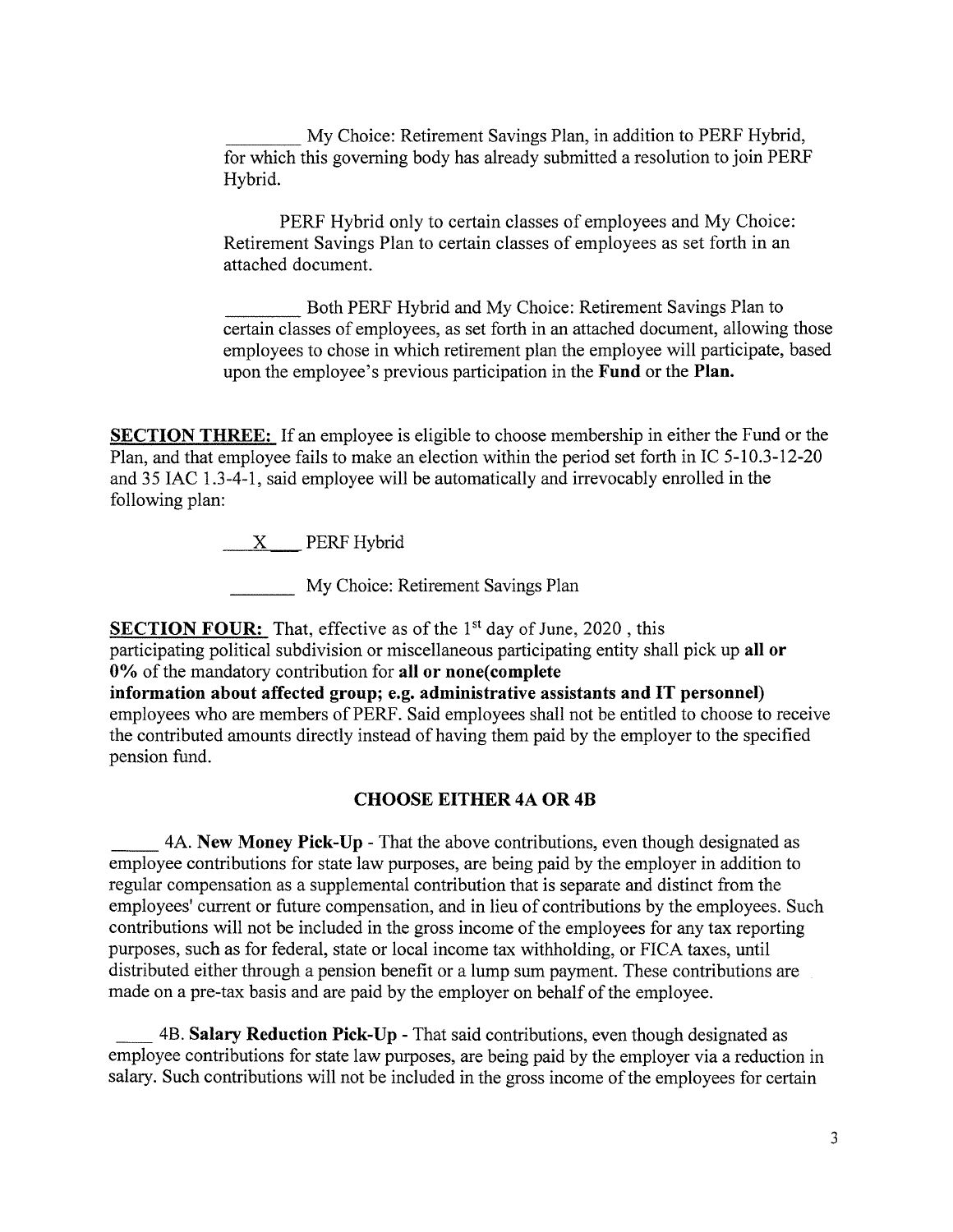\_\_\_\_\_\_\_\_ My Choice: Retirement Savings Plan, in addition to PERF Hybrid, for which this governing body has already submitted a resolution to join PERF Hybrid.

PERF Hybrid only to certain classes of employees and My Choice: Retirement Savings Plan to certain classes of employees as set forth in an attached document.

\_\_\_\_\_\_\_\_ Both PERF Hybrid and My Choice: Retirement Savings Plan to certain classes of employees, as set forth in an attached document, allowing those employees to chose in which retirement plan the employee will participate, based upon the employee's previous participation in the **Fund** or the **Plan.**

**SECTION THREE:** If an employee is eligible to choose membership in either the Fund or the Plan, and that employee fails to make an election within the period set forth in IC 5-10.3-12-20 and 35 IAC 1.3-4-1, said employee will be automatically and irrevocably enrolled in the following plan:

\_\_X\_\_\_ PERF Hybrid

\_\_\_\_\_\_\_ My Choice: Retirement Savings Plan

**SECTION FOUR:** That, effective as of the 1st day of June, 2020 , this participating political subdivision or miscellaneous participating entity shall pick up **all or 0%** of the mandatory contribution for **all or none(complete information about affected group; e.g. administrative assistants and IT personnel)** employees who are members of PERF. Said employees shall not be entitled to choose to receive the contributed amounts directly instead of having them paid by the employer to the specified pension fund.

### CHOOSE EITHER 4A OR 4B

\_\_\_\_\_ 4A. **New Money Pick-Up** - That the above contributions, even though designated as employee contributions for state law purposes, are being paid by the employer in addition to regular compensation as a supplemental contribution that is separate and distinct from the employees' current or future compensation, and in lieu of contributions by the employees. Such contributions will not be included in the gross income of the employees for any tax reporting purposes, such as for federal, state or local income tax withholding, or FICA taxes, until distributed either through a pension benefit or a lump sum payment. These contributions are made on a pre-tax basis and are paid by the employer on behalf of the employee.

\_\_\_\_ 4B. **Salary Reduction Pick-Up** - That said contributions, even though designated as employee contributions for state law purposes, are being paid by the employer via a reduction in salary. Such contributions will not be included in the gross income of the employees for certain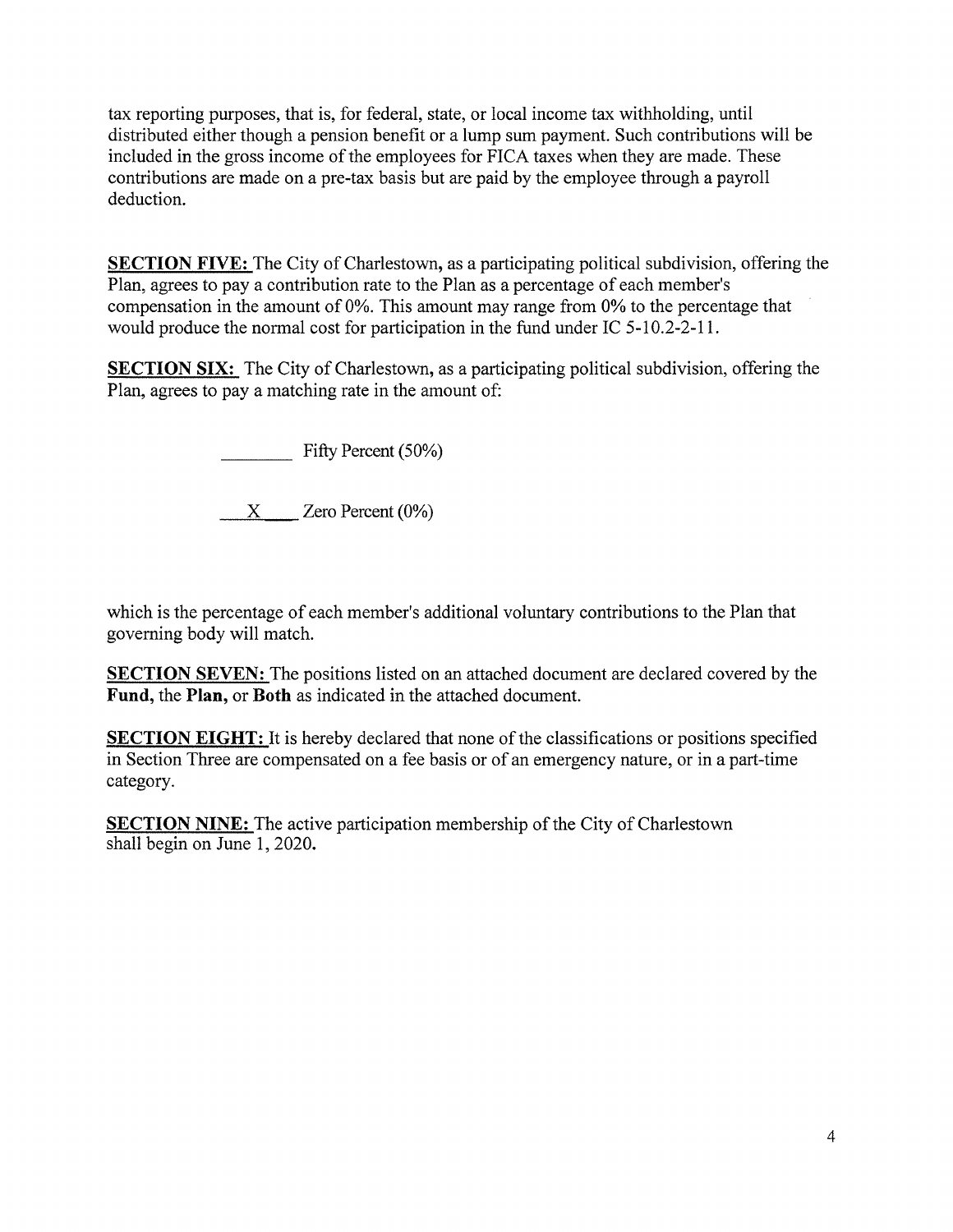tax reporting purposes, that is, for federal, state, or local income tax withholding, until distributed either though a pension benefit or a lump sum payment. Such contributions will be included in the gross income of the employees for FICA taxes when they are made. These contributions are made on a pre-tax basis but are paid by the employee through a payroll deduction.

**SECTION FIVE:** The City of Charlestown, as a participating political subdivision, offering the Plan, agrees to pay a contribution rate to the Plan as a percentage of each member's compensation in the amount of 0%. This amount may range from 0% to the percentage that would produce the normal cost for participation in the fund under IC 5-10.2-2-11.

**SECTION SIX:** The City of Charlestown, as a participating political subdivision, offering the Plan, agrees to pay a matching rate in the amount of:

________ Fifty Percent (50%)

___X___ Zero Percent (0%)

which is the percentage of each member's additional voluntary contributions to the Plan that governing body will match.

**SECTION SEVEN:** The positions listed on an attached document are declared covered by the **Fund,** the **Plan,** or **Both** as indicated in the attached document.

**SECTION EIGHT:** It is hereby declared that none of the classifications or positions specified in Section Three are compensated on a fee basis or of an emergency nature, or in a part-time category.

**SECTION NINE:** The active participation membership of the City of Charlestown shall begin on June 1, 2020.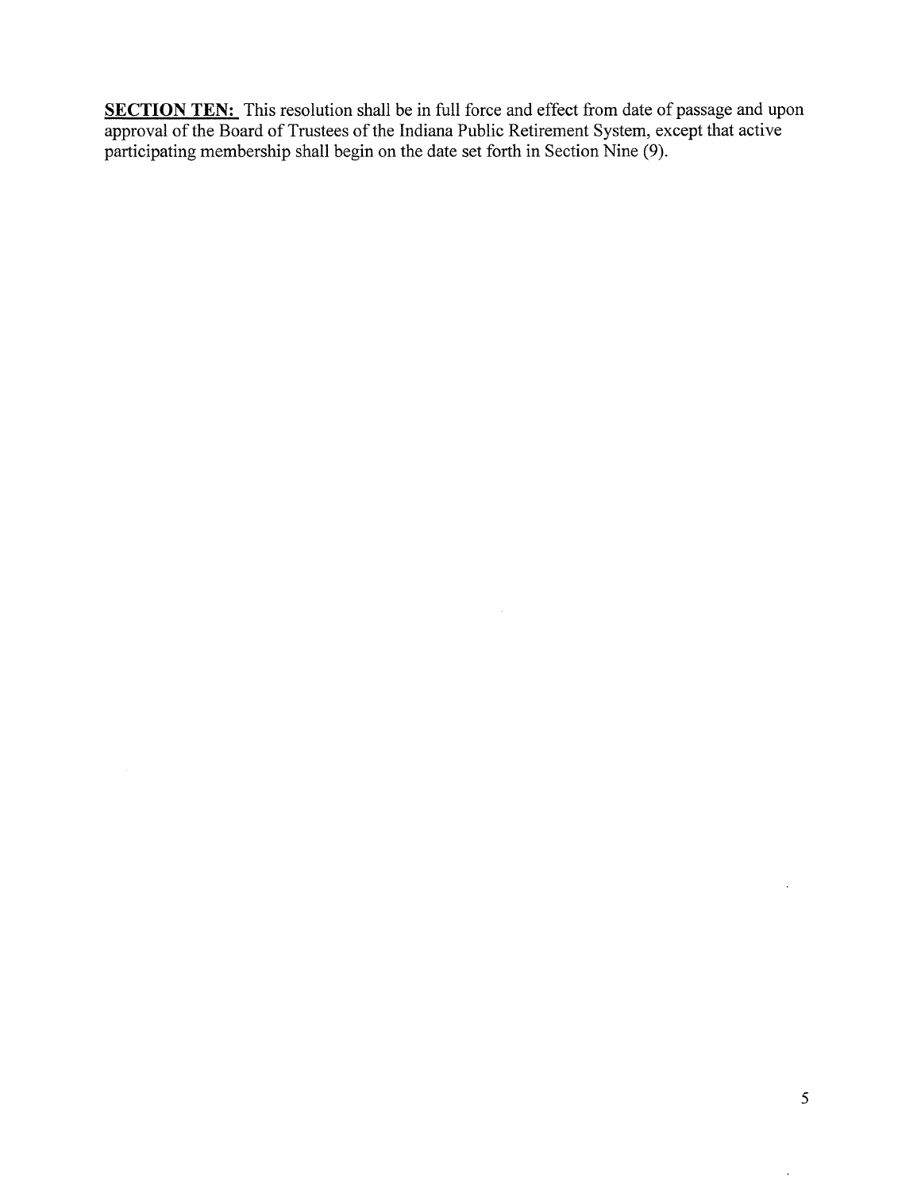**SECTION TEN:** This resolution shall be in full force and effect from date of passage and upon approval of the Board of Trustees of the Indiana Public Retirement System, except that active participating membership shall begin on the date set forth in Section Nine (9).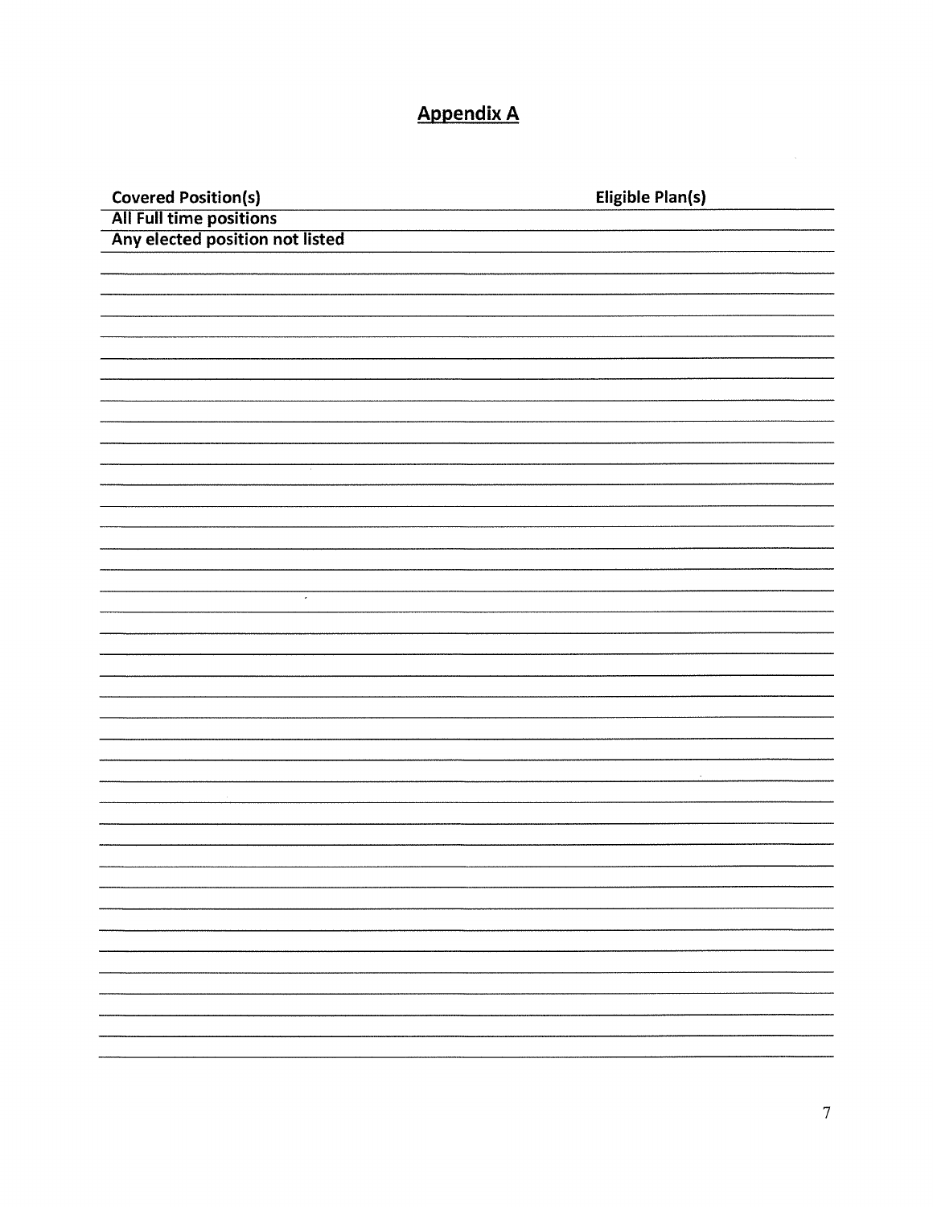## Appendix A

| Covered Position(s) | Eligible Plan(s) |
| --- | --- |
| All Full time positions | |
| Any elected position not listed | |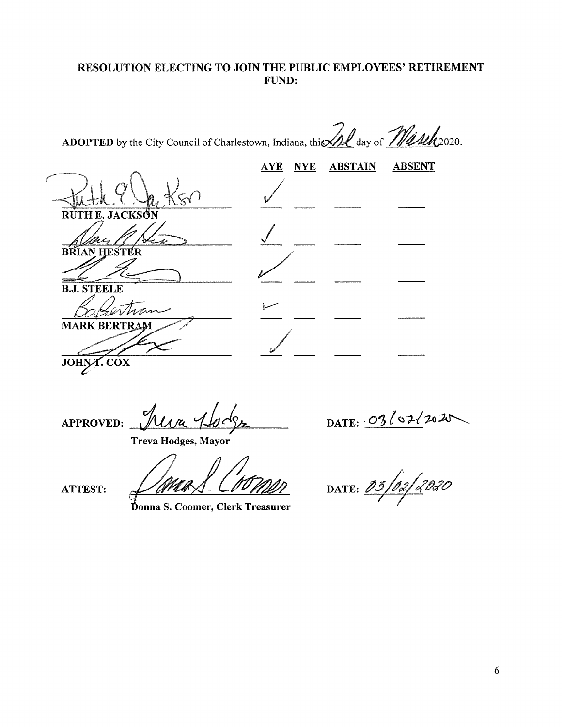**RESOLUTION ELECTING TO JOIN THE PUBLIC EMPLOYEES' RETIREMENT FUND:**

**ADOPTED** by the City Council of Charlestown, Indiana, this 2nd day of March 2020.

| | AYE | NYE | ABSTAIN | ABSENT |
|---|---|---|---|---|
| RUTH E. JACKSON | ✓ | | | |
| BRIAN HESTER | ✓ | | | |
| B.J. STEELE | ✓ | | | |
| MARK BERTRAM | ✓ | | | |
| JOHN T. COX | ✓ | | | |

APPROVED: Treva Hodges
Treva Hodges, Mayor

DATE: 03/02/2020

ATTEST: Donna S. Coomer
Donna S. Coomer, Clerk Treasurer

DATE: 03/02/2020